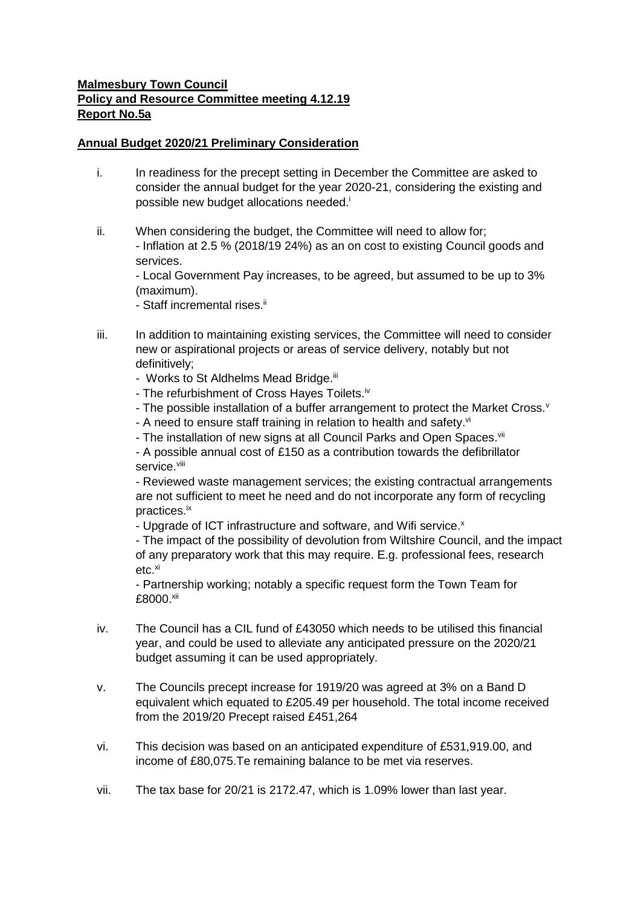**Malmesbury Town Council**
**Policy and Resource Committee meeting 4.12.19**
**Report No.5a**

**Annual Budget 2020/21 Preliminary Consideration**

i. In readiness for the precept setting in December the Committee are asked to consider the annual budget for the year 2020-21, considering the existing and possible new budget allocations needed.[i]

ii. When considering the budget, the Committee will need to allow for;
- Inflation at 2.5 % (2018/19 24%) as an on cost to existing Council goods and services.
- Local Government Pay increases, to be agreed, but assumed to be up to 3% (maximum).
- Staff incremental rises.[ii]

iii. In addition to maintaining existing services, the Committee will need to consider new or aspirational projects or areas of service delivery, notably but not definitively;
- Works to St Aldhelms Mead Bridge.[iii]
- The refurbishment of Cross Hayes Toilets.[iv]
- The possible installation of a buffer arrangement to protect the Market Cross.[v]
- A need to ensure staff training in relation to health and safety.[vi]
- The installation of new signs at all Council Parks and Open Spaces.[vii]
- A possible annual cost of £150 as a contribution towards the defibrillator service.[viii]
- Reviewed waste management services; the existing contractual arrangements are not sufficient to meet he need and do not incorporate any form of recycling practices.[ix]
- Upgrade of ICT infrastructure and software, and Wifi service.[x]
- The impact of the possibility of devolution from Wiltshire Council, and the impact of any preparatory work that this may require. E.g. professional fees, research etc.[xi]
- Partnership working; notably a specific request form the Town Team for £8000.[xii]

iv. The Council has a CIL fund of £43050 which needs to be utilised this financial year, and could be used to alleviate any anticipated pressure on the 2020/21 budget assuming it can be used appropriately.

v. The Councils precept increase for 1919/20 was agreed at 3% on a Band D equivalent which equated to £205.49 per household. The total income received from the 2019/20 Precept raised £451,264

vi. This decision was based on an anticipated expenditure of £531,919.00, and income of £80,075.Te remaining balance to be met via reserves.

vii. The tax base for 20/21 is 2172.47, which is 1.09% lower than last year.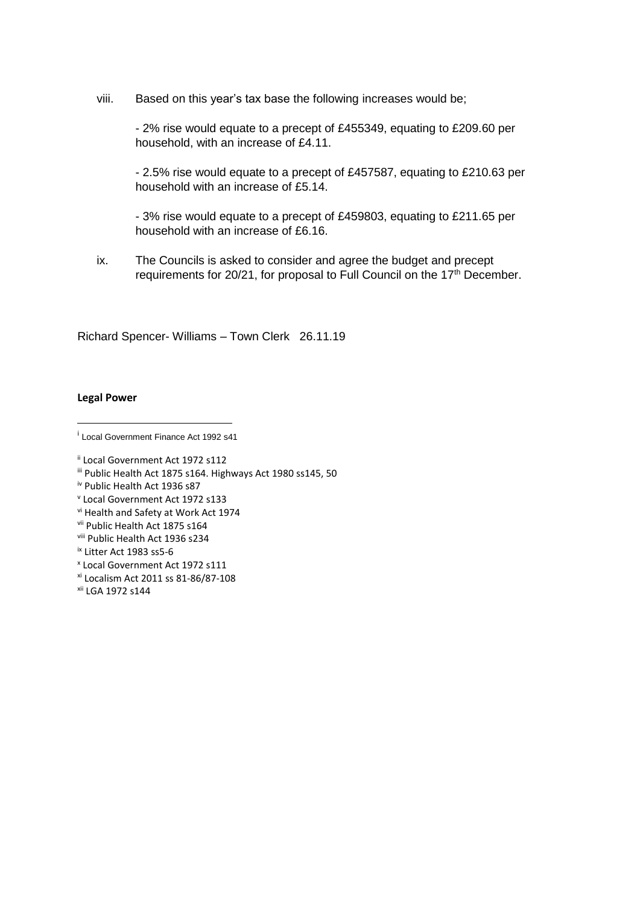viii. Based on this year's tax base the following increases would be;

- 2% rise would equate to a precept of £455349, equating to £209.60 per household, with an increase of £4.11.

- 2.5% rise would equate to a precept of £457587, equating to £210.63 per household with an increase of £5.14.

- 3% rise would equate to a precept of £459803, equating to £211.65 per household with an increase of £6.16.

ix. The Councils is asked to consider and agree the budget and precept requirements for 20/21, for proposal to Full Council on the 17th December.

Richard Spencer- Williams – Town Clerk 26.11.19

**Legal Power**

---

[i] Local Government Finance Act 1992 s41

[ii] Local Government Act 1972 s112

[iii] Public Health Act 1875 s164. Highways Act 1980 ss145, 50

[iv] Public Health Act 1936 s87

[v] Local Government Act 1972 s133

[vi] Health and Safety at Work Act 1974

[vii] Public Health Act 1875 s164

[viii] Public Health Act 1936 s234

[ix] Litter Act 1983 ss5-6

[x] Local Government Act 1972 s111

[xi] Localism Act 2011 ss 81-86/87-108

[xii] LGA 1972 s144